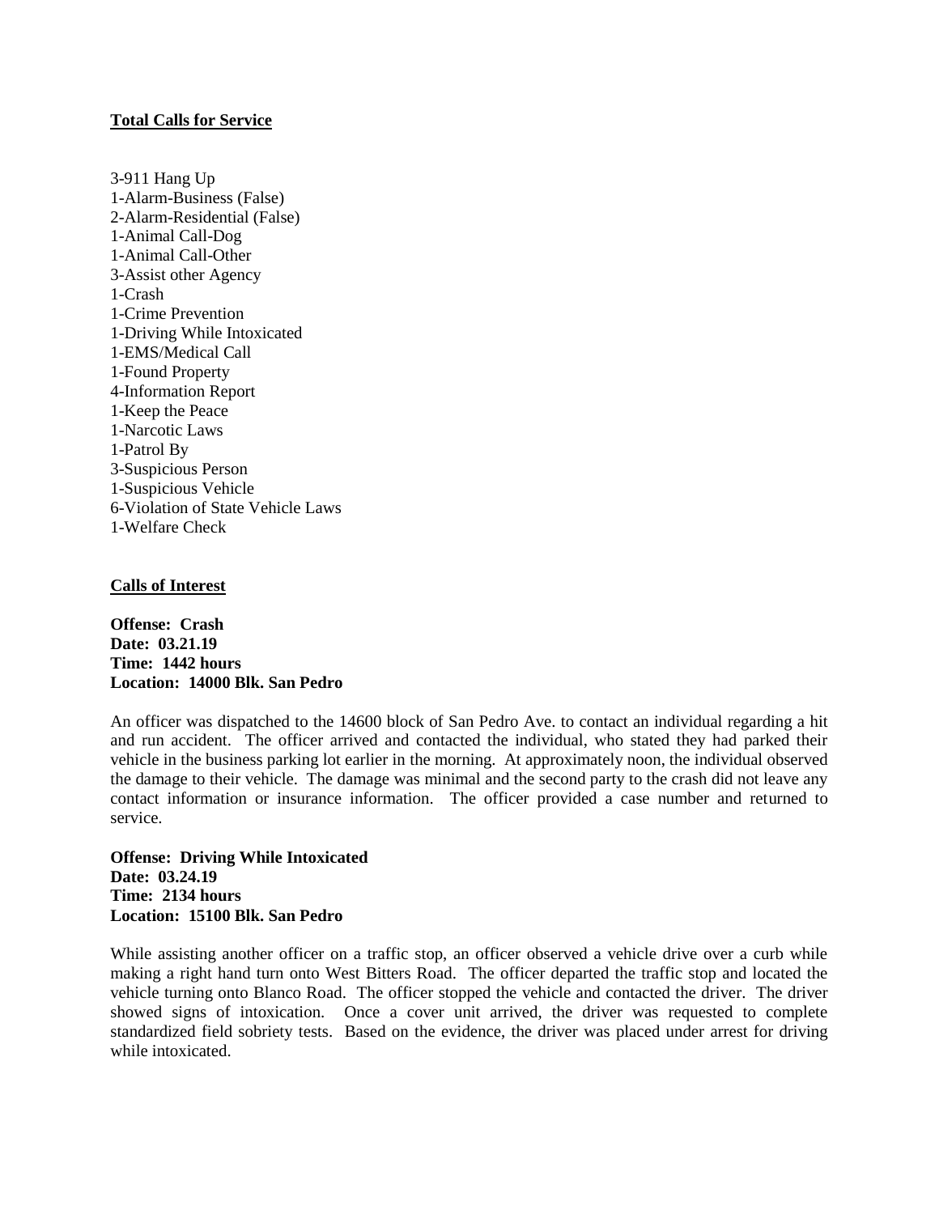**Total Calls for Service**

3-911 Hang Up
1-Alarm-Business (False)
2-Alarm-Residential (False)
1-Animal Call-Dog
1-Animal Call-Other
3-Assist other Agency
1-Crash
1-Crime Prevention
1-Driving While Intoxicated
1-EMS/Medical Call
1-Found Property
4-Information Report
1-Keep the Peace
1-Narcotic Laws
1-Patrol By
3-Suspicious Person
1-Suspicious Vehicle
6-Violation of State Vehicle Laws
1-Welfare Check

**Calls of Interest**

**Offense: Crash**
**Date: 03.21.19**
**Time: 1442 hours**
**Location: 14000 Blk. San Pedro**

An officer was dispatched to the 14600 block of San Pedro Ave. to contact an individual regarding a hit and run accident. The officer arrived and contacted the individual, who stated they had parked their vehicle in the business parking lot earlier in the morning. At approximately noon, the individual observed the damage to their vehicle. The damage was minimal and the second party to the crash did not leave any contact information or insurance information. The officer provided a case number and returned to service.

**Offense: Driving While Intoxicated**
**Date: 03.24.19**
**Time: 2134 hours**
**Location: 15100 Blk. San Pedro**

While assisting another officer on a traffic stop, an officer observed a vehicle drive over a curb while making a right hand turn onto West Bitters Road. The officer departed the traffic stop and located the vehicle turning onto Blanco Road. The officer stopped the vehicle and contacted the driver. The driver showed signs of intoxication. Once a cover unit arrived, the driver was requested to complete standardized field sobriety tests. Based on the evidence, the driver was placed under arrest for driving while intoxicated.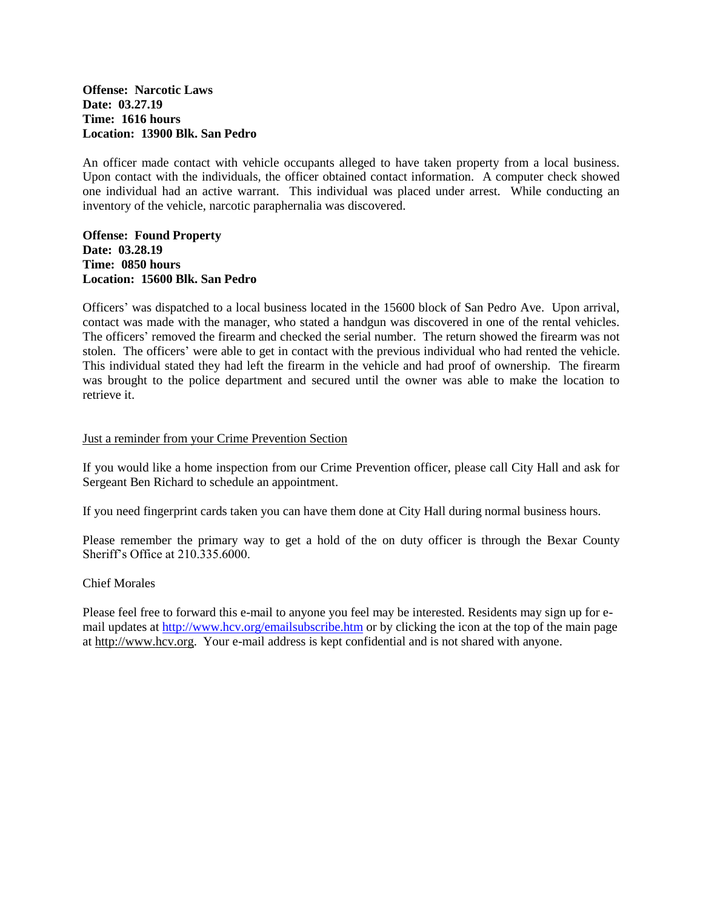**Offense: Narcotic Laws**
**Date: 03.27.19**
**Time: 1616 hours**
**Location: 13900 Blk. San Pedro**

An officer made contact with vehicle occupants alleged to have taken property from a local business. Upon contact with the individuals, the officer obtained contact information. A computer check showed one individual had an active warrant. This individual was placed under arrest. While conducting an inventory of the vehicle, narcotic paraphernalia was discovered.

**Offense: Found Property**
**Date: 03.28.19**
**Time: 0850 hours**
**Location: 15600 Blk. San Pedro**

Officers' was dispatched to a local business located in the 15600 block of San Pedro Ave. Upon arrival, contact was made with the manager, who stated a handgun was discovered in one of the rental vehicles. The officers' removed the firearm and checked the serial number. The return showed the firearm was not stolen. The officers' were able to get in contact with the previous individual who had rented the vehicle. This individual stated they had left the firearm in the vehicle and had proof of ownership. The firearm was brought to the police department and secured until the owner was able to make the location to retrieve it.

<u>Just a reminder from your Crime Prevention Section</u>

If you would like a home inspection from our Crime Prevention officer, please call City Hall and ask for Sergeant Ben Richard to schedule an appointment.

If you need fingerprint cards taken you can have them done at City Hall during normal business hours.

Please remember the primary way to get a hold of the on duty officer is through the Bexar County Sheriff's Office at 210.335.6000.

Chief Morales

Please feel free to forward this e-mail to anyone you feel may be interested. Residents may sign up for e-mail updates at http://www.hcv.org/emailsubscribe.htm or by clicking the icon at the top of the main page at http://www.hcv.org. Your e-mail address is kept confidential and is not shared with anyone.